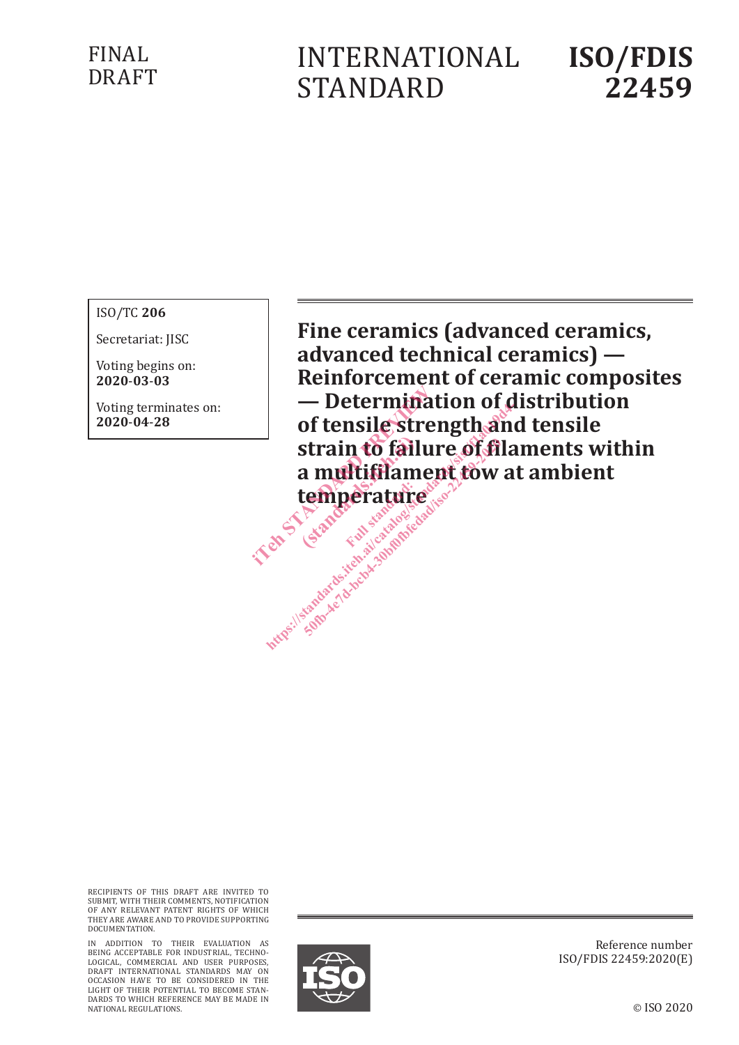FINAL DRAFT

# INTERNATIONAL STANDARD

# ISO/FDIS 22459

ISO/TC **206**

Secretariat: JISC

Voting begins on:
**2020-03-03**

Voting terminates on:
**2020-04-28**

## Fine ceramics (advanced ceramics, advanced technical ceramics) — Reinforcement of ceramic composites — Determination of distribution of tensile strength and tensile strain to failure of filaments within a multifilament tow at ambient temperature

RECIPIENTS OF THIS DRAFT ARE INVITED TO SUBMIT, WITH THEIR COMMENTS, NOTIFICATION OF ANY RELEVANT PATENT RIGHTS OF WHICH THEY ARE AWARE AND TO PROVIDE SUPPORTING DOCUMENTATION.

IN ADDITION TO THEIR EVALUATION AS BEING ACCEPTABLE FOR INDUSTRIAL, TECHNOLOGICAL, COMMERCIAL AND USER PURPOSES, DRAFT INTERNATIONAL STANDARDS MAY ON OCCASION HAVE TO BE CONSIDERED IN THE LIGHT OF THEIR POTENTIAL TO BECOME STANDARDS TO WHICH REFERENCE MAY BE MADE IN NATIONAL REGULATIONS.

Reference number
ISO/FDIS 22459:2020(E)

© ISO 2020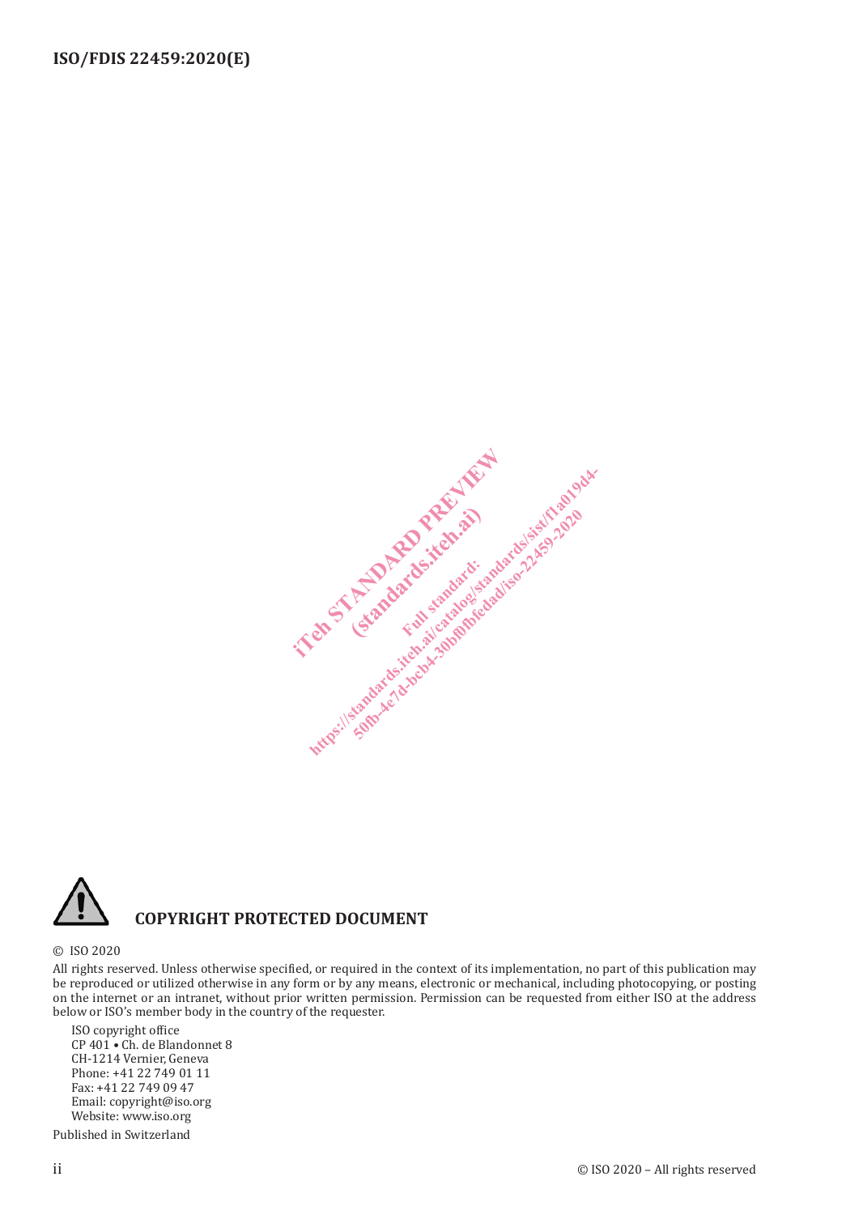**COPYRIGHT PROTECTED DOCUMENT**

© ISO 2020

All rights reserved. Unless otherwise specified, or required in the context of its implementation, no part of this publication may be reproduced or utilized otherwise in any form or by any means, electronic or mechanical, including photocopying, or posting on the internet or an intranet, without prior written permission. Permission can be requested from either ISO at the address below or ISO's member body in the country of the requester.

ISO copyright office
CP 401 • Ch. de Blandonnet 8
CH-1214 Vernier, Geneva
Phone: +41 22 749 01 11
Fax: +41 22 749 09 47
Email: copyright@iso.org
Website: www.iso.org

Published in Switzerland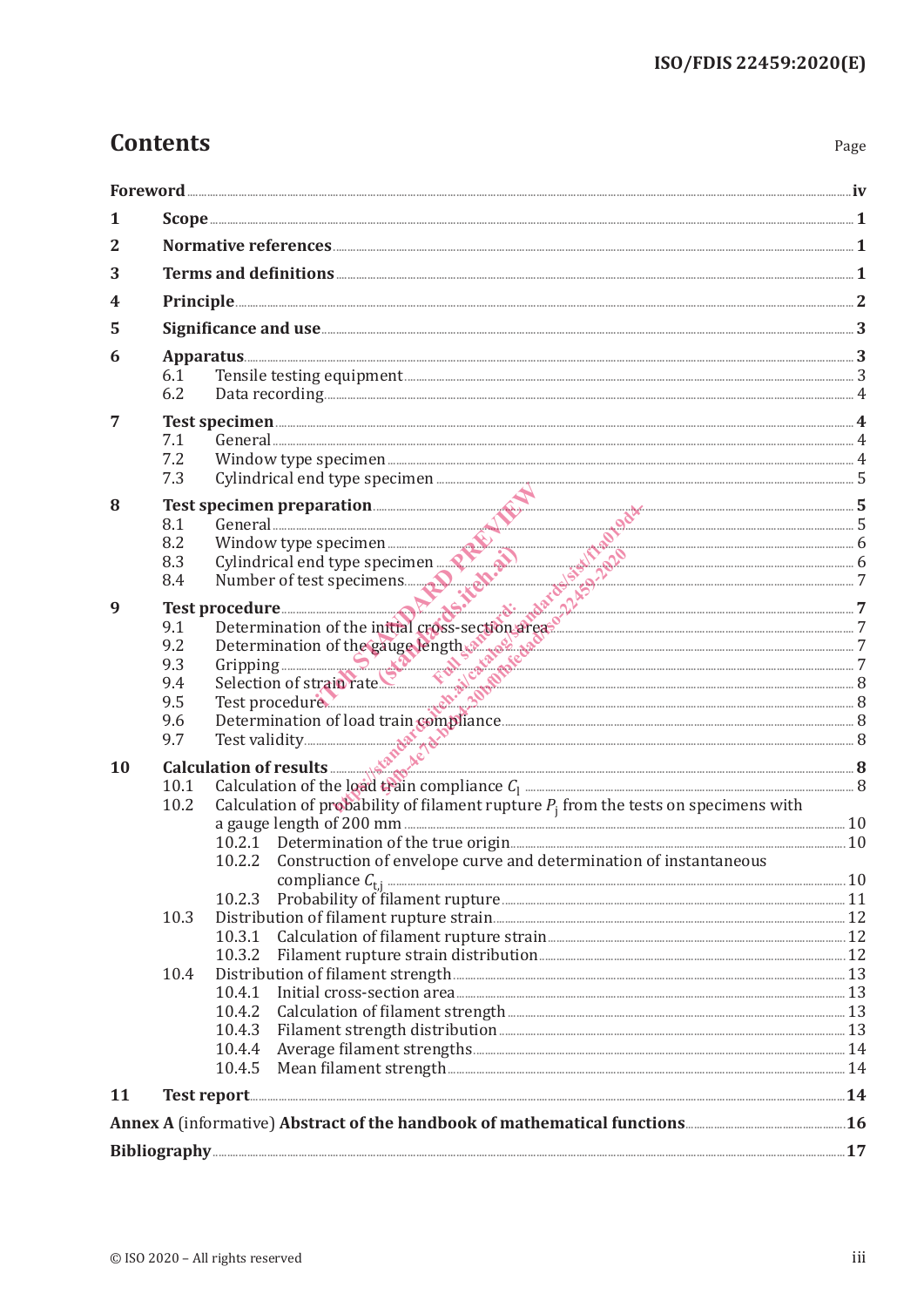# Contents

Page

Foreword ... iv

1 Scope ... 1

2 Normative references ... 1

3 Terms and definitions ... 1

4 Principle ... 2

5 Significance and use ... 3

6 Apparatus ... 3
- 6.1 Tensile testing equipment ... 3
- 6.2 Data recording ... 4

7 Test specimen ... 4
- 7.1 General ... 4
- 7.2 Window type specimen ... 4
- 7.3 Cylindrical end type specimen ... 5

8 Test specimen preparation ... 5
- 8.1 General ... 5
- 8.2 Window type specimen ... 6
- 8.3 Cylindrical end type specimen ... 6
- 8.4 Number of test specimens ... 7

9 Test procedure ... 7
- 9.1 Determination of the initial cross-section area ... 7
- 9.2 Determination of the gauge length ... 7
- 9.3 Gripping ... 7
- 9.4 Selection of strain rate ... 8
- 9.5 Test procedure ... 8
- 9.6 Determination of load train compliance ... 8
- 9.7 Test validity ... 8

10 Calculation of results ... 8
- 10.1 Calculation of the load train compliance $C_l$ ... 8
- 10.2 Calculation of probability of filament rupture $P_j$ from the tests on specimens with a gauge length of 200 mm ... 10
  - 10.2.1 Determination of the true origin ... 10
  - 10.2.2 Construction of envelope curve and determination of instantaneous compliance $C_{t,j}$ ... 10
  - 10.2.3 Probability of filament rupture ... 11
- 10.3 Distribution of filament rupture strain ... 12
  - 10.3.1 Calculation of filament rupture strain ... 12
  - 10.3.2 Filament rupture strain distribution ... 12
- 10.4 Distribution of filament strength ... 13
  - 10.4.1 Initial cross-section area ... 13
  - 10.4.2 Calculation of filament strength ... 13
  - 10.4.3 Filament strength distribution ... 13
  - 10.4.4 Average filament strengths ... 14
  - 10.4.5 Mean filament strength ... 14

11 Test report ... 14

Annex A (informative) Abstract of the handbook of mathematical functions ... 16

Bibliography ... 17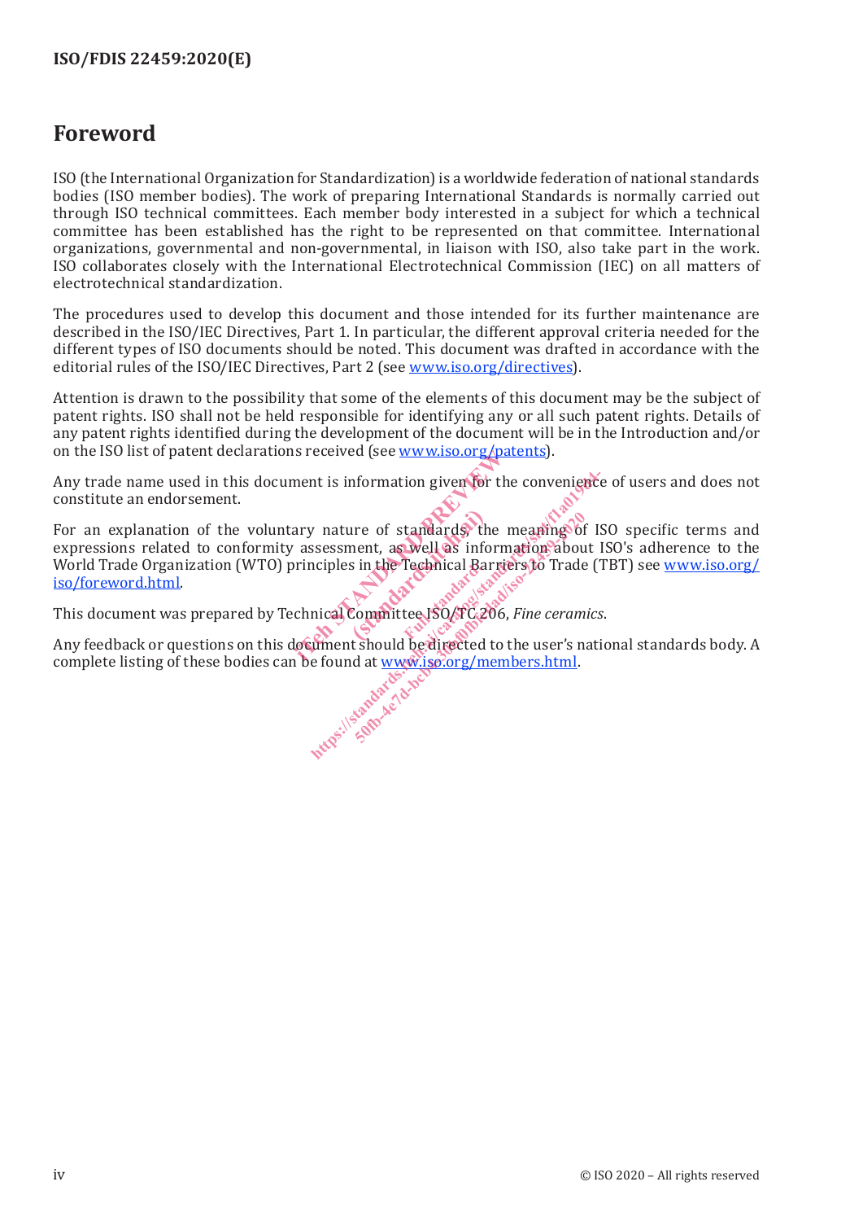# Foreword

ISO (the International Organization for Standardization) is a worldwide federation of national standards bodies (ISO member bodies). The work of preparing International Standards is normally carried out through ISO technical committees. Each member body interested in a subject for which a technical committee has been established has the right to be represented on that committee. International organizations, governmental and non-governmental, in liaison with ISO, also take part in the work. ISO collaborates closely with the International Electrotechnical Commission (IEC) on all matters of electrotechnical standardization.

The procedures used to develop this document and those intended for its further maintenance are described in the ISO/IEC Directives, Part 1. In particular, the different approval criteria needed for the different types of ISO documents should be noted. This document was drafted in accordance with the editorial rules of the ISO/IEC Directives, Part 2 (see www.iso.org/directives).

Attention is drawn to the possibility that some of the elements of this document may be the subject of patent rights. ISO shall not be held responsible for identifying any or all such patent rights. Details of any patent rights identified during the development of the document will be in the Introduction and/or on the ISO list of patent declarations received (see www.iso.org/patents).

Any trade name used in this document is information given for the convenience of users and does not constitute an endorsement.

For an explanation of the voluntary nature of standards, the meaning of ISO specific terms and expressions related to conformity assessment, as well as information about ISO's adherence to the World Trade Organization (WTO) principles in the Technical Barriers to Trade (TBT) see www.iso.org/iso/foreword.html.

This document was prepared by Technical Committee ISO/TC 206, *Fine ceramics*.

Any feedback or questions on this document should be directed to the user's national standards body. A complete listing of these bodies can be found at www.iso.org/members.html.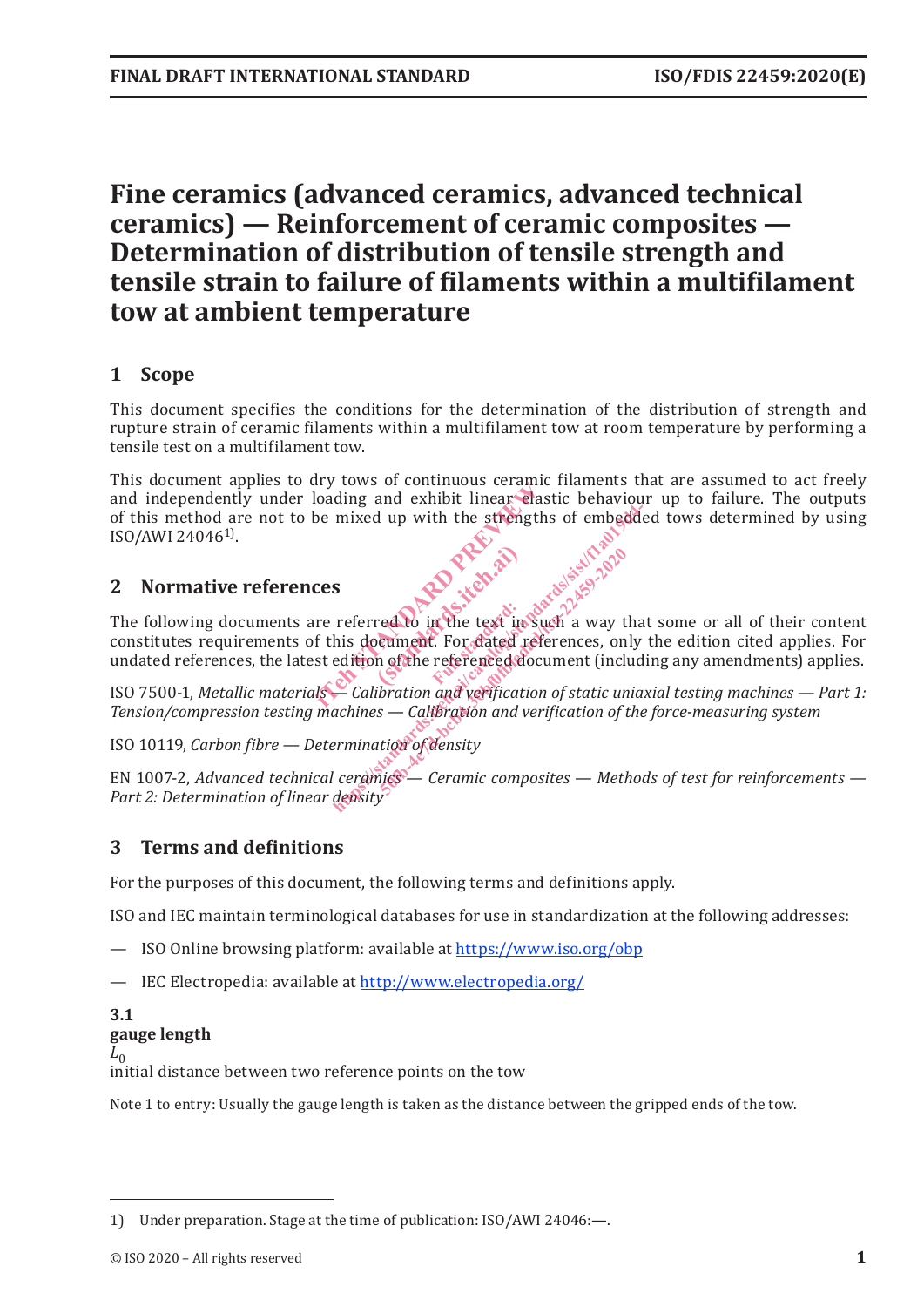# Fine ceramics (advanced ceramics, advanced technical ceramics) — Reinforcement of ceramic composites — Determination of distribution of tensile strength and tensile strain to failure of filaments within a multifilament tow at ambient temperature

## 1 Scope

This document specifies the conditions for the determination of the distribution of strength and rupture strain of ceramic filaments within a multifilament tow at room temperature by performing a tensile test on a multifilament tow.

This document applies to dry tows of continuous ceramic filaments that are assumed to act freely and independently under loading and exhibit linear elastic behaviour up to failure. The outputs of this method are not to be mixed up with the strengths of embedded tows determined by using ISO/AWI 24046[1)].

## 2 Normative references

The following documents are referred to in the text in such a way that some or all of their content constitutes requirements of this document. For dated references, only the edition cited applies. For undated references, the latest edition of the referenced document (including any amendments) applies.

ISO 7500-1, *Metallic materials — Calibration and verification of static uniaxial testing machines — Part 1: Tension/compression testing machines — Calibration and verification of the force-measuring system*

ISO 10119, *Carbon fibre — Determination of density*

EN 1007-2, *Advanced technical ceramics — Ceramic composites — Methods of test for reinforcements — Part 2: Determination of linear density*

## 3 Terms and definitions

For the purposes of this document, the following terms and definitions apply.

ISO and IEC maintain terminological databases for use in standardization at the following addresses:

— ISO Online browsing platform: available at https://www.iso.org/obp

— IEC Electropedia: available at http://www.electropedia.org/

**3.1**
**gauge length**
$L_0$
initial distance between two reference points on the tow

Note 1 to entry: Usually the gauge length is taken as the distance between the gripped ends of the tow.

---

1) Under preparation. Stage at the time of publication: ISO/AWI 24046:—.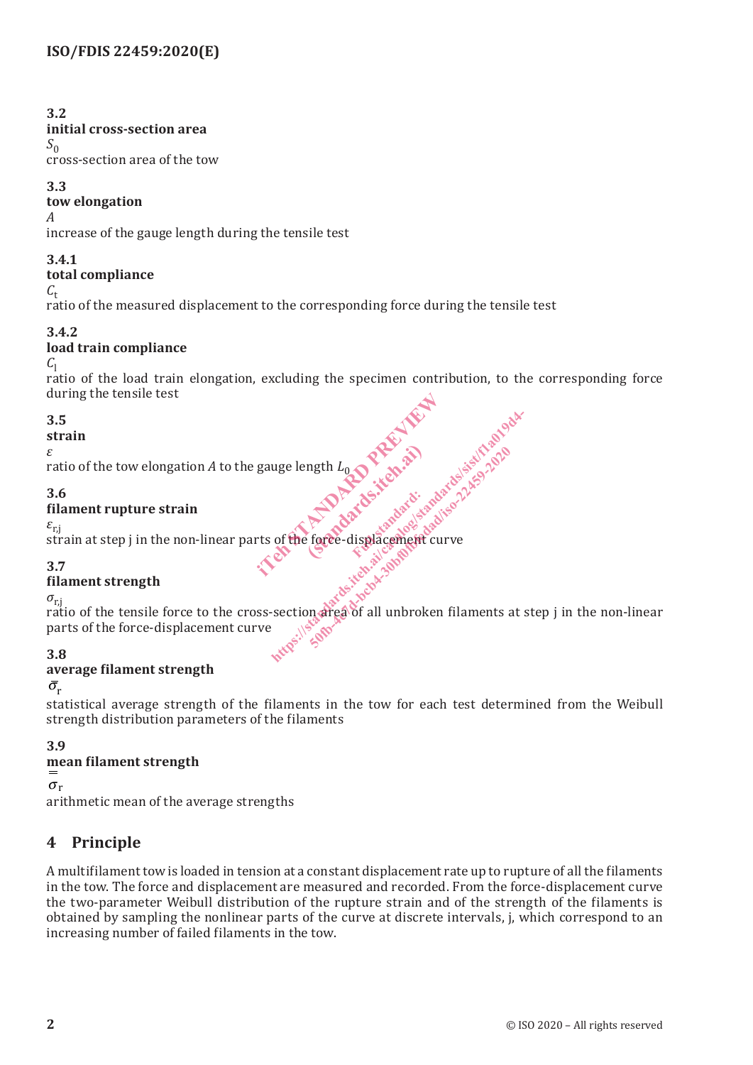**3.2**
**initial cross-section area**
$S_0$
cross-section area of the tow

**3.3**
**tow elongation**
$A$
increase of the gauge length during the tensile test

**3.4.1**
**total compliance**
$C_t$
ratio of the measured displacement to the corresponding force during the tensile test

**3.4.2**
**load train compliance**
$C_l$
ratio of the load train elongation, excluding the specimen contribution, to the corresponding force during the tensile test

**3.5**
**strain**
$\varepsilon$
ratio of the tow elongation $A$ to the gauge length $L_0$

**3.6**
**filament rupture strain**
$\varepsilon_{r,j}$
strain at step j in the non-linear parts of the force-displacement curve

**3.7**
**filament strength**
$\sigma_{r,j}$
ratio of the tensile force to the cross-section area of all unbroken filaments at step j in the non-linear parts of the force-displacement curve

**3.8**
**average filament strength**
$\bar{\sigma}_r$
statistical average strength of the filaments in the tow for each test determined from the Weibull strength distribution parameters of the filaments

**3.9**
**mean filament strength**
$\bar{\bar{\sigma}}_r$
arithmetic mean of the average strengths

## 4 Principle

A multifilament tow is loaded in tension at a constant displacement rate up to rupture of all the filaments in the tow. The force and displacement are measured and recorded. From the force-displacement curve the two-parameter Weibull distribution of the rupture strain and of the strength of the filaments is obtained by sampling the nonlinear parts of the curve at discrete intervals, j, which correspond to an increasing number of failed filaments in the tow.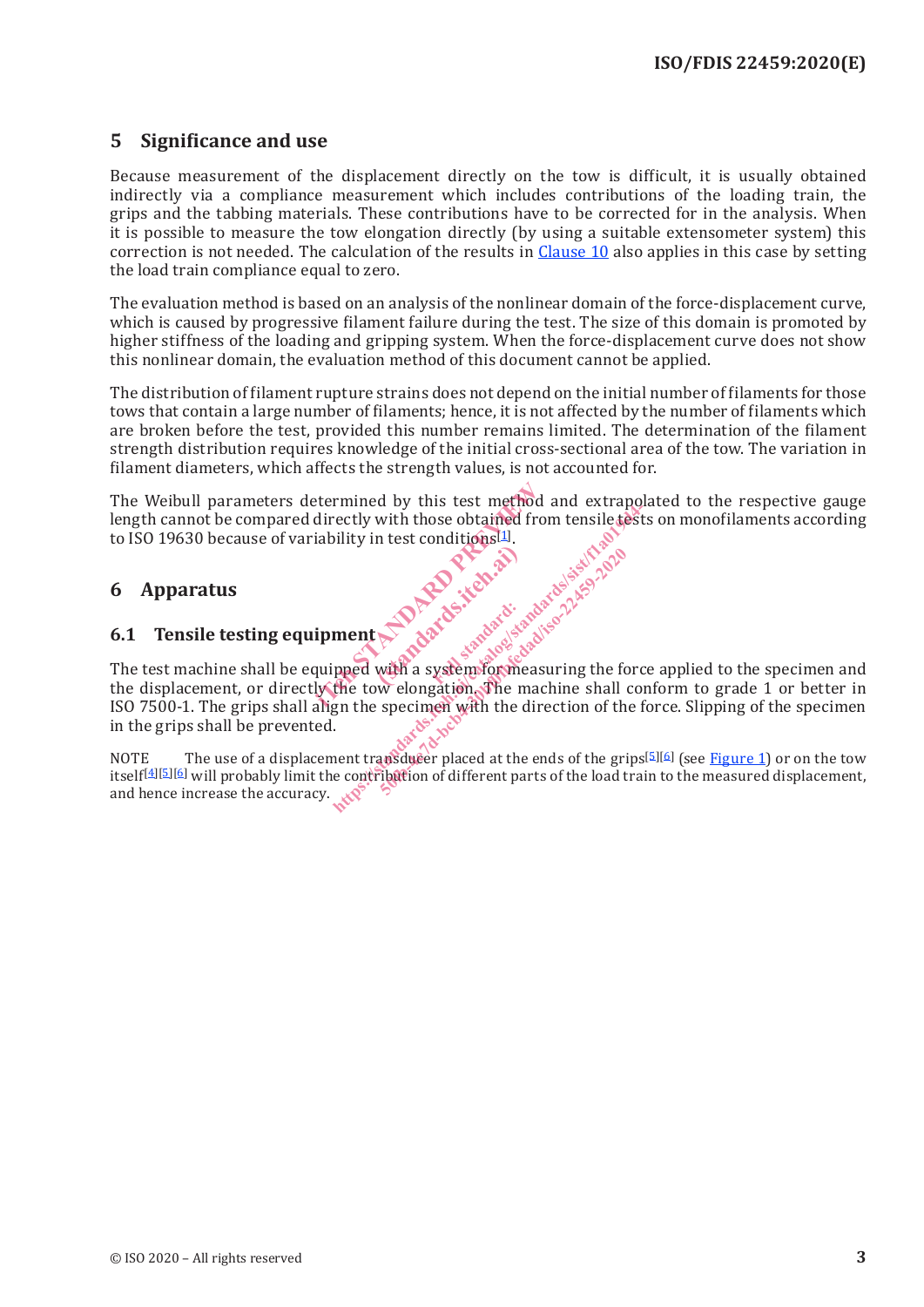## 5 Significance and use

Because measurement of the displacement directly on the tow is difficult, it is usually obtained indirectly via a compliance measurement which includes contributions of the loading train, the grips and the tabbing materials. These contributions have to be corrected for in the analysis. When it is possible to measure the tow elongation directly (by using a suitable extensometer system) this correction is not needed. The calculation of the results in Clause 10 also applies in this case by setting the load train compliance equal to zero.

The evaluation method is based on an analysis of the nonlinear domain of the force-displacement curve, which is caused by progressive filament failure during the test. The size of this domain is promoted by higher stiffness of the loading and gripping system. When the force-displacement curve does not show this nonlinear domain, the evaluation method of this document cannot be applied.

The distribution of filament rupture strains does not depend on the initial number of filaments for those tows that contain a large number of filaments; hence, it is not affected by the number of filaments which are broken before the test, provided this number remains limited. The determination of the filament strength distribution requires knowledge of the initial cross-sectional area of the tow. The variation in filament diameters, which affects the strength values, is not accounted for.

The Weibull parameters determined by this test method and extrapolated to the respective gauge length cannot be compared directly with those obtained from tensile tests on monofilaments according to ISO 19630 because of variability in test conditions[1].

## 6 Apparatus

### 6.1 Tensile testing equipment

The test machine shall be equipped with a system for measuring the force applied to the specimen and the displacement, or directly the tow elongation. The machine shall conform to grade 1 or better in ISO 7500-1. The grips shall align the specimen with the direction of the force. Slipping of the specimen in the grips shall be prevented.

NOTE The use of a displacement transducer placed at the ends of the grips[5][6] (see Figure 1) or on the tow itself[4][5][6] will probably limit the contribution of different parts of the load train to the measured displacement, and hence increase the accuracy.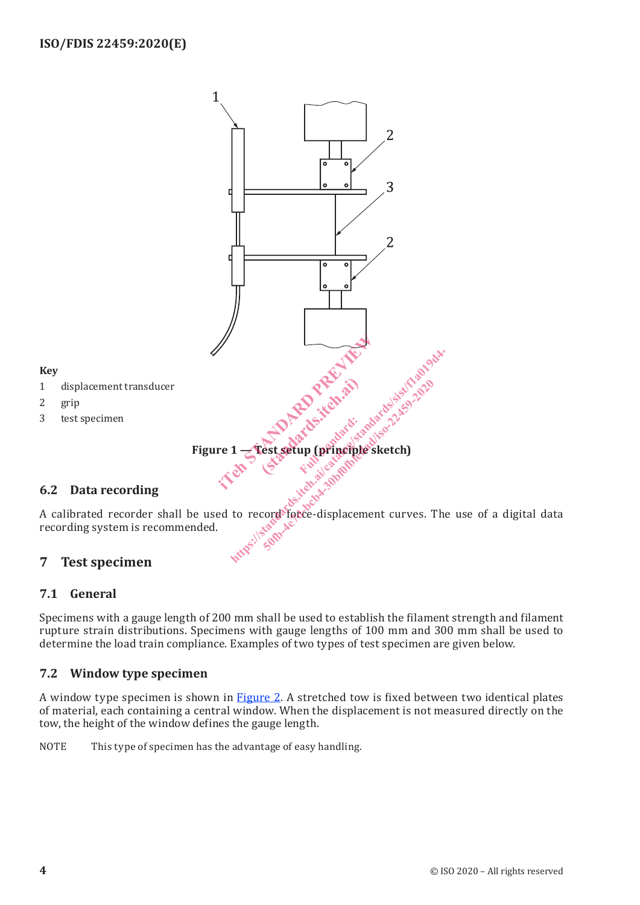**Key**

1 displacement transducer

2 grip

3 test specimen

**Figure 1 — Test setup (principle sketch)**

### 6.2 Data recording

A calibrated recorder shall be used to record force-displacement curves. The use of a digital data recording system is recommended.

## 7 Test specimen

### 7.1 General

Specimens with a gauge length of 200 mm shall be used to establish the filament strength and filament rupture strain distributions. Specimens with gauge lengths of 100 mm and 300 mm shall be used to determine the load train compliance. Examples of two types of test specimen are given below.

### 7.2 Window type specimen

A window type specimen is shown in Figure 2. A stretched tow is fixed between two identical plates of material, each containing a central window. When the displacement is not measured directly on the tow, the height of the window defines the gauge length.

NOTE This type of specimen has the advantage of easy handling.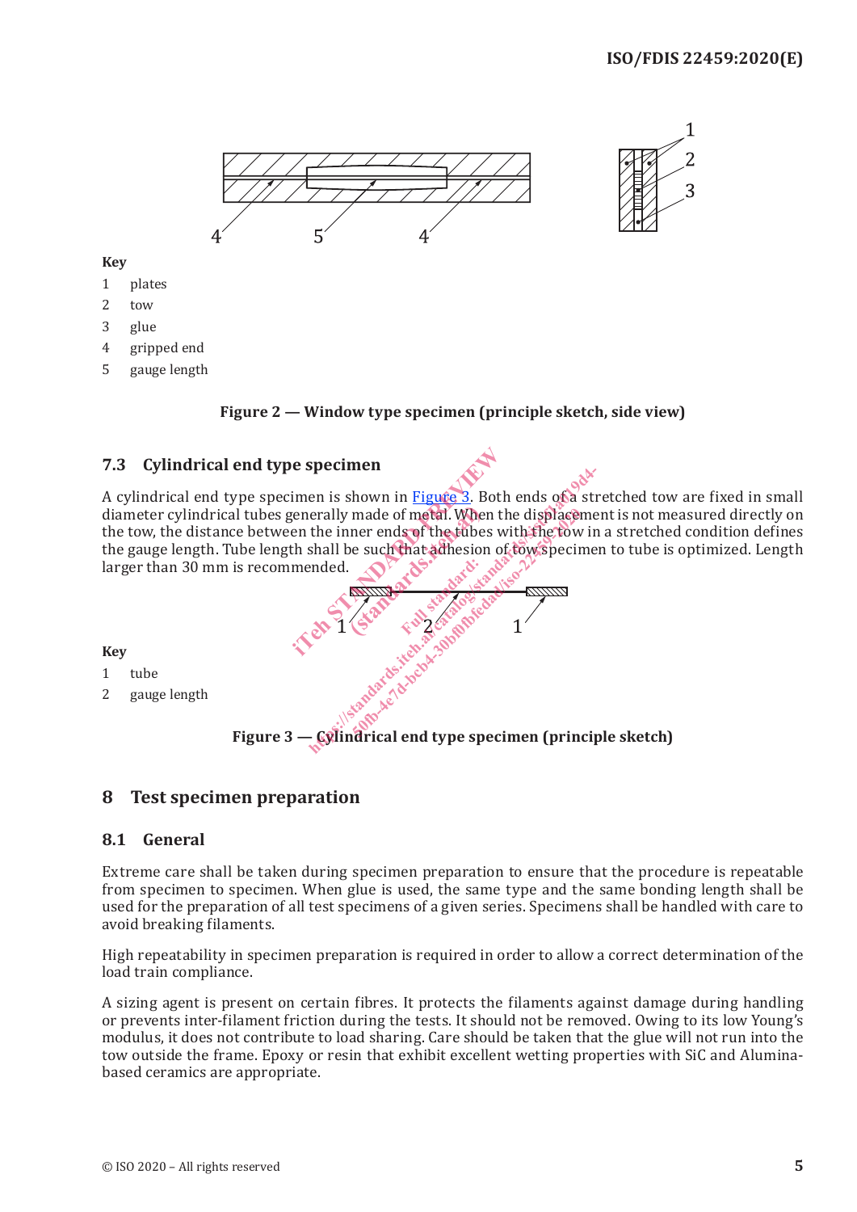**Key**

1 plates
2 tow
3 glue
4 gripped end
5 gauge length

**Figure 2 — Window type specimen (principle sketch, side view)**

### 7.3 Cylindrical end type specimen

A cylindrical end type specimen is shown in Figure 3. Both ends of a stretched tow are fixed in small diameter cylindrical tubes generally made of metal. When the displacement is not measured directly on the tow, the distance between the inner ends of the tubes with the tow in a stretched condition defines the gauge length. Tube length shall be such that adhesion of tow specimen to tube is optimized. Length larger than 30 mm is recommended.

**Key**

1 tube
2 gauge length

**Figure 3 — Cylindrical end type specimen (principle sketch)**

## 8 Test specimen preparation

### 8.1 General

Extreme care shall be taken during specimen preparation to ensure that the procedure is repeatable from specimen to specimen. When glue is used, the same type and the same bonding length shall be used for the preparation of all test specimens of a given series. Specimens shall be handled with care to avoid breaking filaments.

High repeatability in specimen preparation is required in order to allow a correct determination of the load train compliance.

A sizing agent is present on certain fibres. It protects the filaments against damage during handling or prevents inter-filament friction during the tests. It should not be removed. Owing to its low Young's modulus, it does not contribute to load sharing. Care should be taken that the glue will not run into the tow outside the frame. Epoxy or resin that exhibit excellent wetting properties with SiC and Alumina-based ceramics are appropriate.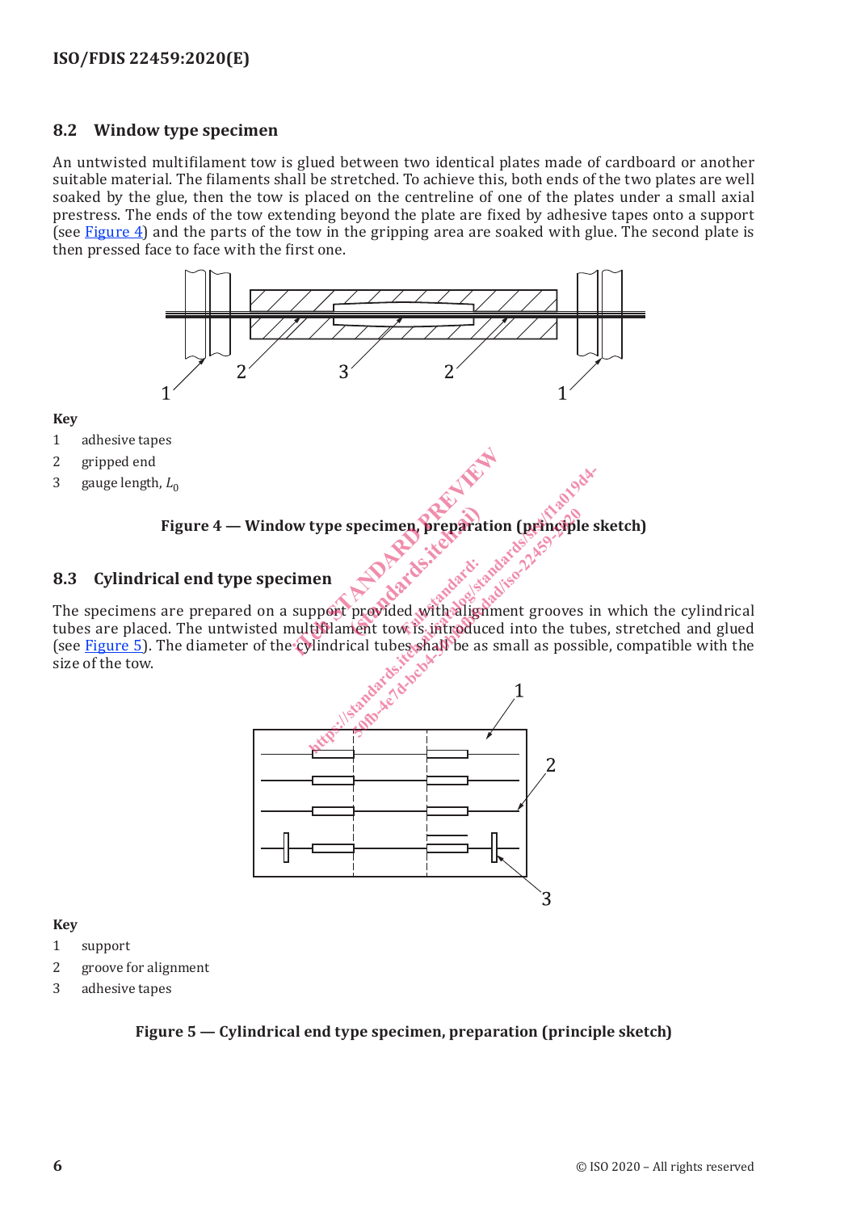## 8.2 Window type specimen

An untwisted multifilament tow is glued between two identical plates made of cardboard or another suitable material. The filaments shall be stretched. To achieve this, both ends of the two plates are well soaked by the glue, then the tow is placed on the centreline of one of the plates under a small axial prestress. The ends of the tow extending beyond the plate are fixed by adhesive tapes onto a support (see Figure 4) and the parts of the tow in the gripping area are soaked with glue. The second plate is then pressed face to face with the first one.

1 2 3 2 1

**Key**

1 adhesive tapes

2 gripped end

3 gauge length, $L_0$

**Figure 4 — Window type specimen, preparation (principle sketch)**

## 8.3 Cylindrical end type specimen

The specimens are prepared on a support provided with alignment grooves in which the cylindrical tubes are placed. The untwisted multifilament tow is introduced into the tubes, stretched and glued (see Figure 5). The diameter of the cylindrical tubes shall be as small as possible, compatible with the size of the tow.

1

2

3

**Key**

1 support

2 groove for alignment

3 adhesive tapes

**Figure 5 — Cylindrical end type specimen, preparation (principle sketch)**